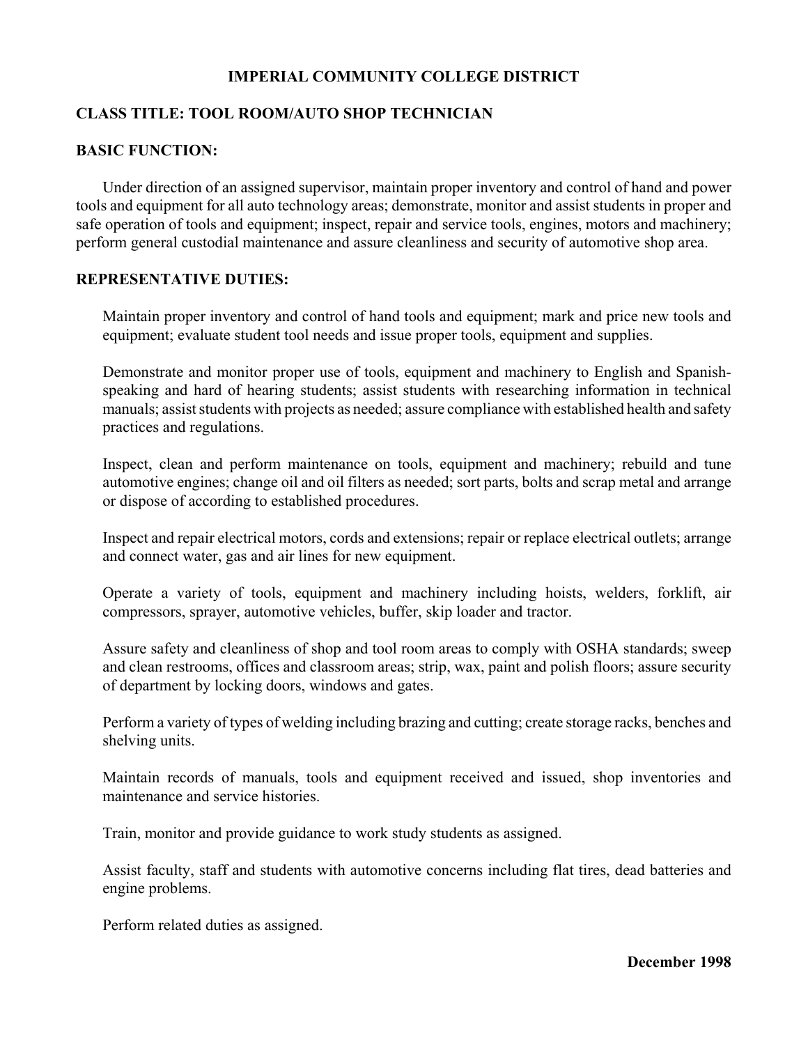# IMPERIAL COMMUNITY COLLEGE DISTRICT

## CLASS TITLE: TOOL ROOM/AUTO SHOP TECHNICIAN

## BASIC FUNCTION:

Under direction of an assigned supervisor, maintain proper inventory and control of hand and power tools and equipment for all auto technology areas; demonstrate, monitor and assist students in proper and safe operation of tools and equipment; inspect, repair and service tools, engines, motors and machinery; perform general custodial maintenance and assure cleanliness and security of automotive shop area.

## REPRESENTATIVE DUTIES:

Maintain proper inventory and control of hand tools and equipment; mark and price new tools and equipment; evaluate student tool needs and issue proper tools, equipment and supplies.

Demonstrate and monitor proper use of tools, equipment and machinery to English and Spanish-speaking and hard of hearing students; assist students with researching information in technical manuals; assist students with projects as needed; assure compliance with established health and safety practices and regulations.

Inspect, clean and perform maintenance on tools, equipment and machinery; rebuild and tune automotive engines; change oil and oil filters as needed; sort parts, bolts and scrap metal and arrange or dispose of according to established procedures.

Inspect and repair electrical motors, cords and extensions; repair or replace electrical outlets; arrange and connect water, gas and air lines for new equipment.

Operate a variety of tools, equipment and machinery including hoists, welders, forklift, air compressors, sprayer, automotive vehicles, buffer, skip loader and tractor.

Assure safety and cleanliness of shop and tool room areas to comply with OSHA standards; sweep and clean restrooms, offices and classroom areas; strip, wax, paint and polish floors; assure security of department by locking doors, windows and gates.

Perform a variety of types of welding including brazing and cutting; create storage racks, benches and shelving units.

Maintain records of manuals, tools and equipment received and issued, shop inventories and maintenance and service histories.

Train, monitor and provide guidance to work study students as assigned.

Assist faculty, staff and students with automotive concerns including flat tires, dead batteries and engine problems.

Perform related duties as assigned.

**December 1998**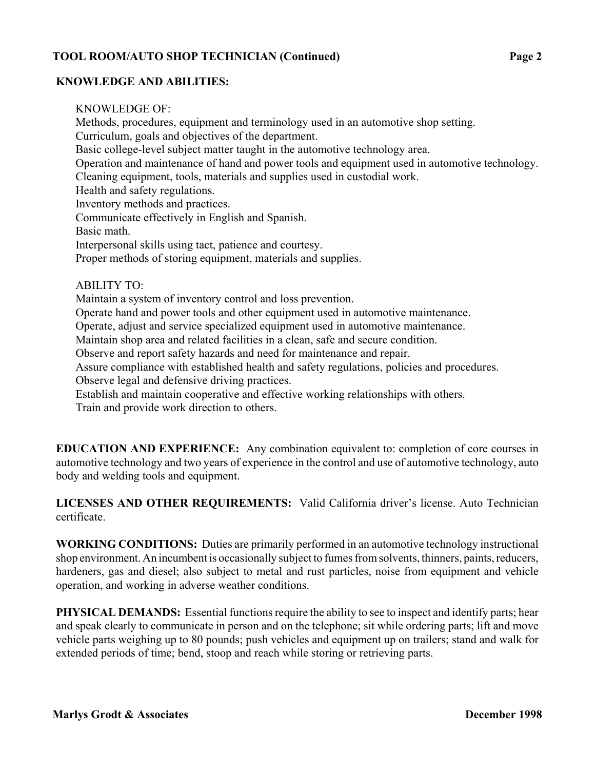**KNOWLEDGE AND ABILITIES:**

KNOWLEDGE OF:

Methods, procedures, equipment and terminology used in an automotive shop setting.
Curriculum, goals and objectives of the department.
Basic college-level subject matter taught in the automotive technology area.
Operation and maintenance of hand and power tools and equipment used in automotive technology.
Cleaning equipment, tools, materials and supplies used in custodial work.
Health and safety regulations.
Inventory methods and practices.
Communicate effectively in English and Spanish.
Basic math.
Interpersonal skills using tact, patience and courtesy.
Proper methods of storing equipment, materials and supplies.

ABILITY TO:

Maintain a system of inventory control and loss prevention.
Operate hand and power tools and other equipment used in automotive maintenance.
Operate, adjust and service specialized equipment used in automotive maintenance.
Maintain shop area and related facilities in a clean, safe and secure condition.
Observe and report safety hazards and need for maintenance and repair.
Assure compliance with established health and safety regulations, policies and procedures.
Observe legal and defensive driving practices.
Establish and maintain cooperative and effective working relationships with others.
Train and provide work direction to others.

**EDUCATION AND EXPERIENCE:** Any combination equivalent to: completion of core courses in automotive technology and two years of experience in the control and use of automotive technology, auto body and welding tools and equipment.

**LICENSES AND OTHER REQUIREMENTS:** Valid California driver's license. Auto Technician certificate.

**WORKING CONDITIONS:** Duties are primarily performed in an automotive technology instructional shop environment. An incumbent is occasionally subject to fumes from solvents, thinners, paints, reducers, hardeners, gas and diesel; also subject to metal and rust particles, noise from equipment and vehicle operation, and working in adverse weather conditions.

**PHYSICAL DEMANDS:** Essential functions require the ability to see to inspect and identify parts; hear and speak clearly to communicate in person and on the telephone; sit while ordering parts; lift and move vehicle parts weighing up to 80 pounds; push vehicles and equipment up on trailers; stand and walk for extended periods of time; bend, stoop and reach while storing or retrieving parts.